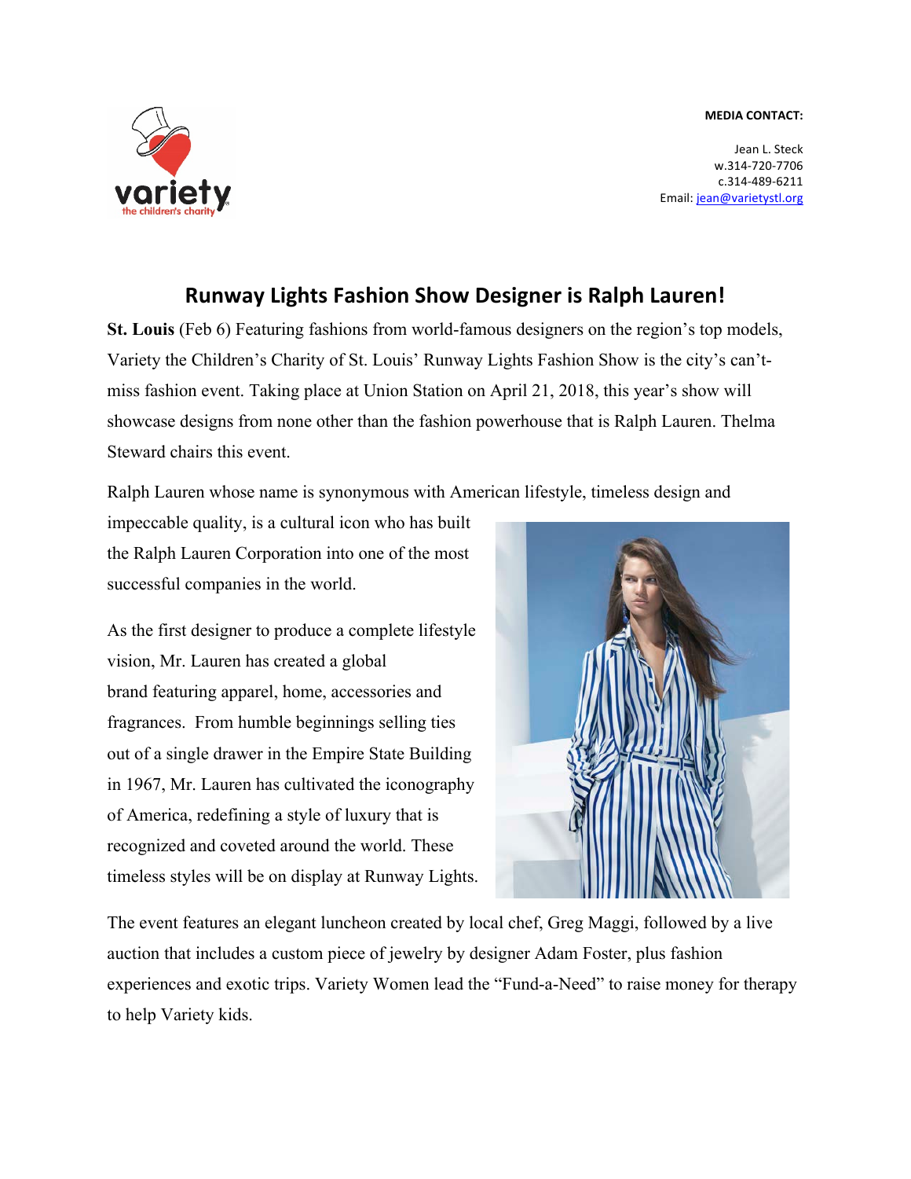variety
the children's charity

**MEDIA CONTACT:**

Jean L. Steck
w.314-720-7706
c.314-489-6211
Email: jean@varietystl.org

# Runway Lights Fashion Show Designer is Ralph Lauren!

**St. Louis** (Feb 6) Featuring fashions from world-famous designers on the region's top models, Variety the Children's Charity of St. Louis' Runway Lights Fashion Show is the city's can't-miss fashion event. Taking place at Union Station on April 21, 2018, this year's show will showcase designs from none other than the fashion powerhouse that is Ralph Lauren. Thelma Steward chairs this event.

Ralph Lauren whose name is synonymous with American lifestyle, timeless design and impeccable quality, is a cultural icon who has built the Ralph Lauren Corporation into one of the most successful companies in the world.

As the first designer to produce a complete lifestyle vision, Mr. Lauren has created a global brand featuring apparel, home, accessories and fragrances. From humble beginnings selling ties out of a single drawer in the Empire State Building in 1967, Mr. Lauren has cultivated the iconography of America, redefining a style of luxury that is recognized and coveted around the world. These timeless styles will be on display at Runway Lights.

The event features an elegant luncheon created by local chef, Greg Maggi, followed by a live auction that includes a custom piece of jewelry by designer Adam Foster, plus fashion experiences and exotic trips. Variety Women lead the "Fund-a-Need" to raise money for therapy to help Variety kids.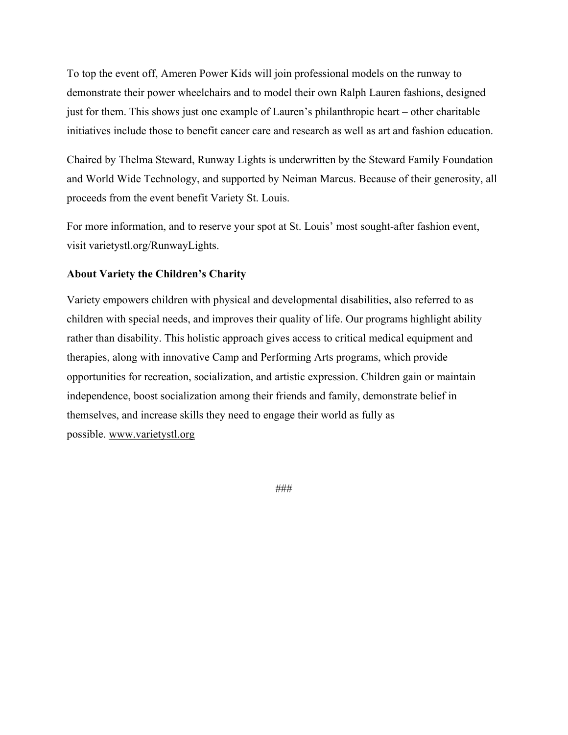To top the event off, Ameren Power Kids will join professional models on the runway to demonstrate their power wheelchairs and to model their own Ralph Lauren fashions, designed just for them. This shows just one example of Lauren's philanthropic heart – other charitable initiatives include those to benefit cancer care and research as well as art and fashion education.

Chaired by Thelma Steward, Runway Lights is underwritten by the Steward Family Foundation and World Wide Technology, and supported by Neiman Marcus. Because of their generosity, all proceeds from the event benefit Variety St. Louis.

For more information, and to reserve your spot at St. Louis' most sought-after fashion event, visit varietystl.org/RunwayLights.

**About Variety the Children's Charity**

Variety empowers children with physical and developmental disabilities, also referred to as children with special needs, and improves their quality of life. Our programs highlight ability rather than disability. This holistic approach gives access to critical medical equipment and therapies, along with innovative Camp and Performing Arts programs, which provide opportunities for recreation, socialization, and artistic expression. Children gain or maintain independence, boost socialization among their friends and family, demonstrate belief in themselves, and increase skills they need to engage their world as fully as possible. www.varietystl.org

###